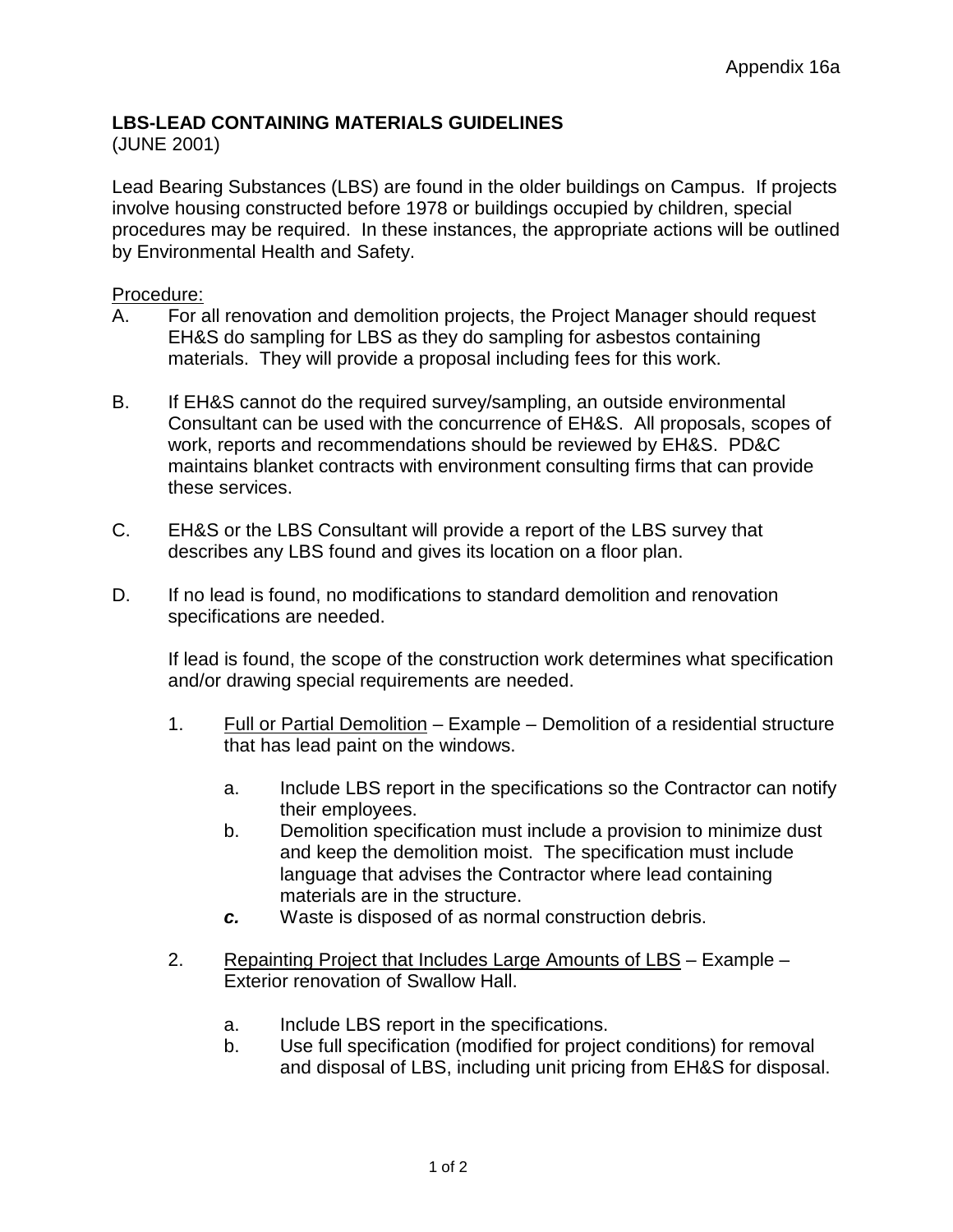Appendix 16a

# LBS-LEAD CONTAINING MATERIALS GUIDELINES

(JUNE 2001)

Lead Bearing Substances (LBS) are found in the older buildings on Campus. If projects involve housing constructed before 1978 or buildings occupied by children, special procedures may be required. In these instances, the appropriate actions will be outlined by Environmental Health and Safety.

<u>Procedure:</u>

A. For all renovation and demolition projects, the Project Manager should request EH&S do sampling for LBS as they do sampling for asbestos containing materials. They will provide a proposal including fees for this work.

B. If EH&S cannot do the required survey/sampling, an outside environmental Consultant can be used with the concurrence of EH&S. All proposals, scopes of work, reports and recommendations should be reviewed by EH&S. PD&C maintains blanket contracts with environment consulting firms that can provide these services.

C. EH&S or the LBS Consultant will provide a report of the LBS survey that describes any LBS found and gives its location on a floor plan.

D. If no lead is found, no modifications to standard demolition and renovation specifications are needed.

   If lead is found, the scope of the construction work determines what specification and/or drawing special requirements are needed.

   1. <u>Full or Partial Demolition</u> – Example – Demolition of a residential structure that has lead paint on the windows.

      a. Include LBS report in the specifications so the Contractor can notify their employees.
      b. Demolition specification must include a provision to minimize dust and keep the demolition moist. The specification must include language that advises the Contractor where lead containing materials are in the structure.
      ***c.*** Waste is disposed of as normal construction debris.

   2. <u>Repainting Project that Includes Large Amounts of LBS</u> – Example – Exterior renovation of Swallow Hall.

      a. Include LBS report in the specifications.
      b. Use full specification (modified for project conditions) for removal and disposal of LBS, including unit pricing from EH&S for disposal.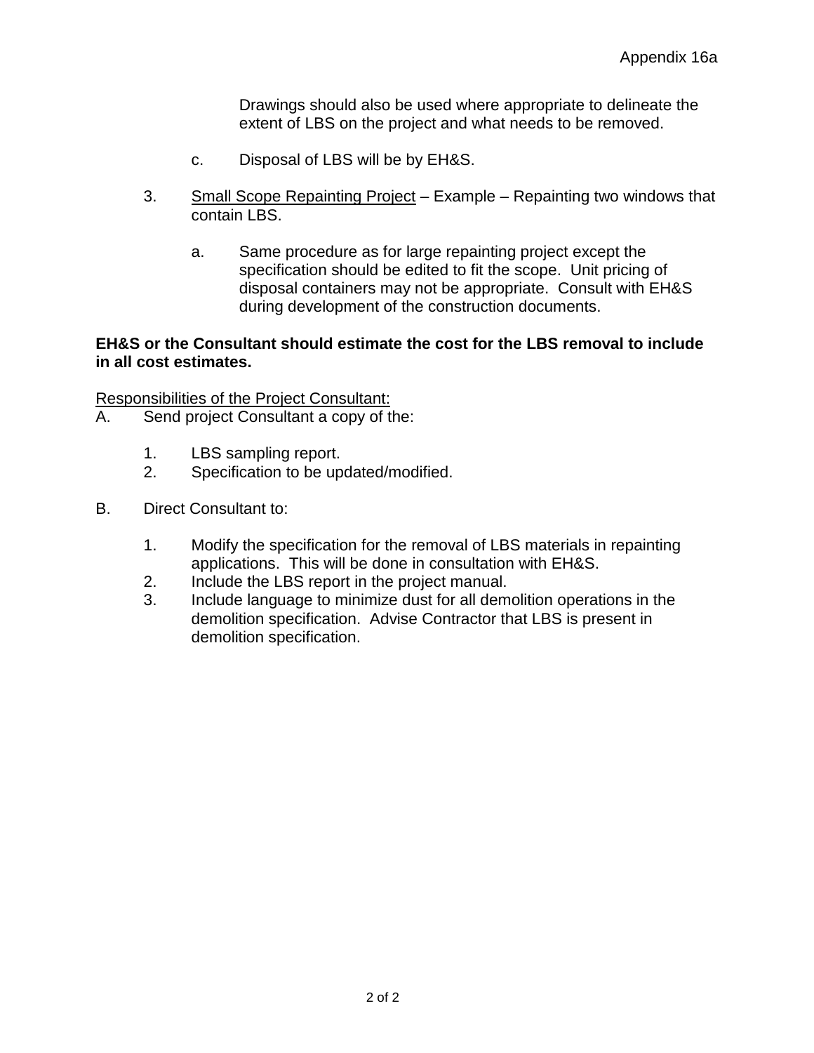Drawings should also be used where appropriate to delineate the extent of LBS on the project and what needs to be removed.

c. Disposal of LBS will be by EH&S.

3. Small Scope Repainting Project – Example – Repainting two windows that contain LBS.

   a. Same procedure as for large repainting project except the specification should be edited to fit the scope. Unit pricing of disposal containers may not be appropriate. Consult with EH&S during development of the construction documents.

**EH&S or the Consultant should estimate the cost for the LBS removal to include in all cost estimates.**

Responsibilities of the Project Consultant:

A. Send project Consultant a copy of the:

   1. LBS sampling report.
   2. Specification to be updated/modified.

B. Direct Consultant to:

   1. Modify the specification for the removal of LBS materials in repainting applications. This will be done in consultation with EH&S.
   2. Include the LBS report in the project manual.
   3. Include language to minimize dust for all demolition operations in the demolition specification. Advise Contractor that LBS is present in demolition specification.